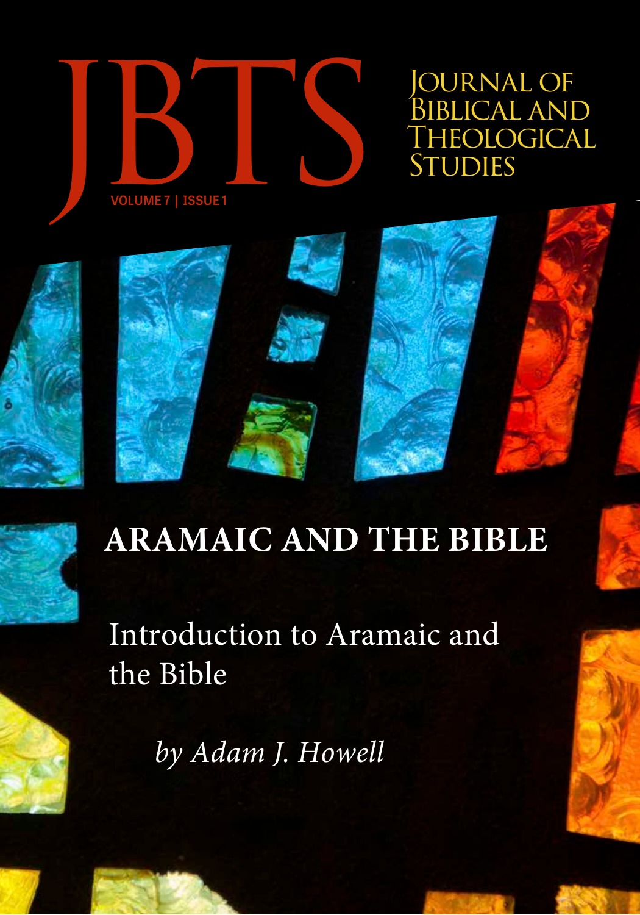# JBTS

# Journal of Biblical and Theological Studies

VOLUME 7 | ISSUE 1

## ARAMAIC AND THE BIBLE

Introduction to Aramaic and the Bible

*by Adam J. Howell*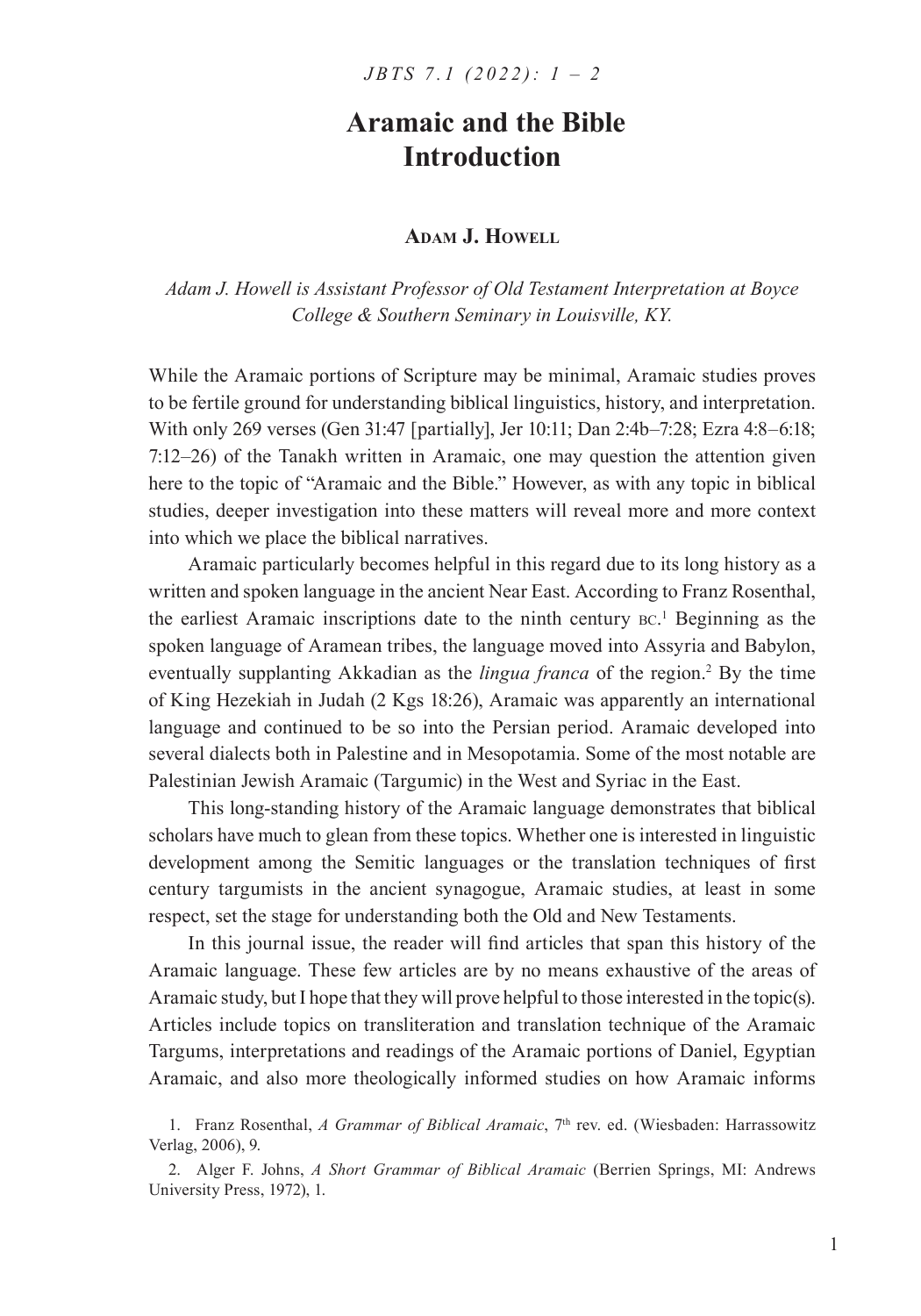# Aramaic and the Bible Introduction

**Adam J. Howell**

*Adam J. Howell is Assistant Professor of Old Testament Interpretation at Boyce College & Southern Seminary in Louisville, KY.*

While the Aramaic portions of Scripture may be minimal, Aramaic studies proves to be fertile ground for understanding biblical linguistics, history, and interpretation. With only 269 verses (Gen 31:47 [partially], Jer 10:11; Dan 2:4b–7:28; Ezra 4:8–6:18; 7:12–26) of the Tanakh written in Aramaic, one may question the attention given here to the topic of "Aramaic and the Bible." However, as with any topic in biblical studies, deeper investigation into these matters will reveal more and more context into which we place the biblical narratives.

Aramaic particularly becomes helpful in this regard due to its long history as a written and spoken language in the ancient Near East. According to Franz Rosenthal, the earliest Aramaic inscriptions date to the ninth century BC.[1] Beginning as the spoken language of Aramean tribes, the language moved into Assyria and Babylon, eventually supplanting Akkadian as the *lingua franca* of the region.[2] By the time of King Hezekiah in Judah (2 Kgs 18:26), Aramaic was apparently an international language and continued to be so into the Persian period. Aramaic developed into several dialects both in Palestine and in Mesopotamia. Some of the most notable are Palestinian Jewish Aramaic (Targumic) in the West and Syriac in the East.

This long-standing history of the Aramaic language demonstrates that biblical scholars have much to glean from these topics. Whether one is interested in linguistic development among the Semitic languages or the translation techniques of first century targumists in the ancient synagogue, Aramaic studies, at least in some respect, set the stage for understanding both the Old and New Testaments.

In this journal issue, the reader will find articles that span this history of the Aramaic language. These few articles are by no means exhaustive of the areas of Aramaic study, but I hope that they will prove helpful to those interested in the topic(s). Articles include topics on transliteration and translation technique of the Aramaic Targums, interpretations and readings of the Aramaic portions of Daniel, Egyptian Aramaic, and also more theologically informed studies on how Aramaic informs

1. Franz Rosenthal, *A Grammar of Biblical Aramaic*, 7th rev. ed. (Wiesbaden: Harrassowitz Verlag, 2006), 9.

2. Alger F. Johns, *A Short Grammar of Biblical Aramaic* (Berrien Springs, MI: Andrews University Press, 1972), 1.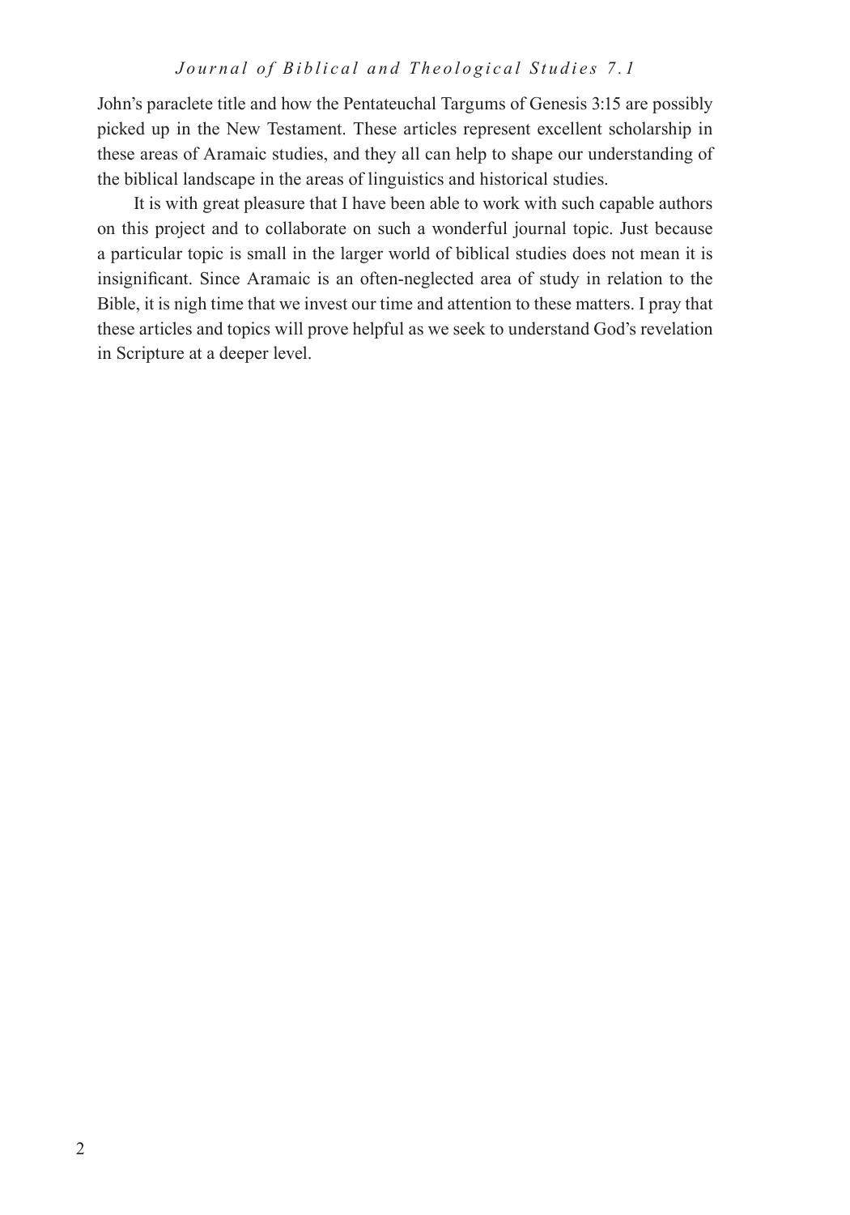John's paraclete title and how the Pentateuchal Targums of Genesis 3:15 are possibly picked up in the New Testament. These articles represent excellent scholarship in these areas of Aramaic studies, and they all can help to shape our understanding of the biblical landscape in the areas of linguistics and historical studies.

It is with great pleasure that I have been able to work with such capable authors on this project and to collaborate on such a wonderful journal topic. Just because a particular topic is small in the larger world of biblical studies does not mean it is insignificant. Since Aramaic is an often-neglected area of study in relation to the Bible, it is nigh time that we invest our time and attention to these matters. I pray that these articles and topics will prove helpful as we seek to understand God's revelation in Scripture at a deeper level.